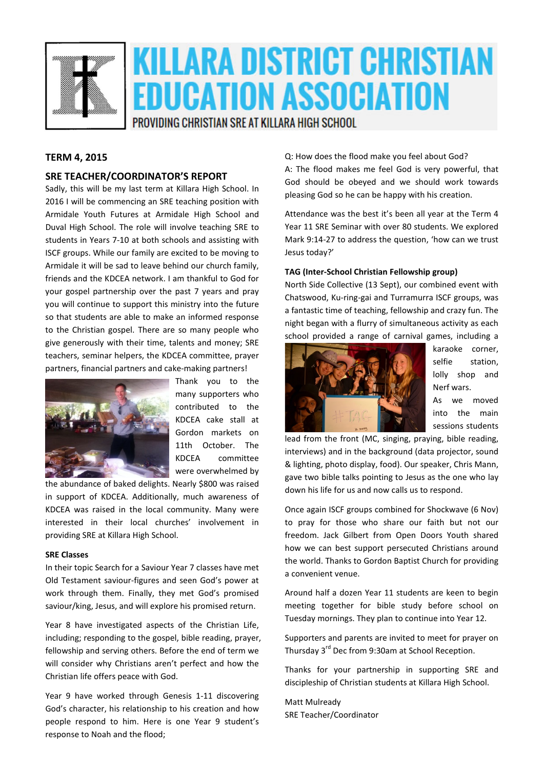# KILLARA DISTRICT CHRISTIAN EDUCATION ASSOCIATION

PROVIDING CHRISTIAN SRE AT KILLARA HIGH SCHOOL

## TERM 4, 2015

## SRE TEACHER/COORDINATOR'S REPORT

Sadly, this will be my last term at Killara High School. In 2016 I will be commencing an SRE teaching position with Armidale Youth Futures at Armidale High School and Duval High School. The role will involve teaching SRE to students in Years 7-10 at both schools and assisting with ISCF groups. While our family are excited to be moving to Armidale it will be sad to leave behind our church family, friends and the KDCEA network. I am thankful to God for your gospel partnership over the past 7 years and pray you will continue to support this ministry into the future so that students are able to make an informed response to the Christian gospel. There are so many people who give generously with their time, talents and money; SRE teachers, seminar helpers, the KDCEA committee, prayer partners, financial partners and cake-making partners!

Thank you to the many supporters who contributed to the KDCEA cake stall at Gordon markets on 11th October. The KDCEA committee were overwhelmed by the abundance of baked delights. Nearly $800 was raised in support of KDCEA. Additionally, much awareness of KDCEA was raised in the local community. Many were interested in their local churches' involvement in providing SRE at Killara High School.

**SRE Classes**

In their topic Search for a Saviour Year 7 classes have met Old Testament saviour-figures and seen God's power at work through them. Finally, they met God's promised saviour/king, Jesus, and will explore his promised return.

Year 8 have investigated aspects of the Christian Life, including; responding to the gospel, bible reading, prayer, fellowship and serving others. Before the end of term we will consider why Christians aren't perfect and how the Christian life offers peace with God.

Year 9 have worked through Genesis 1-11 discovering God's character, his relationship to his creation and how people respond to him. Here is one Year 9 student's response to Noah and the flood;

Q: How does the flood make you feel about God?
A: The flood makes me feel God is very powerful, that God should be obeyed and we should work towards pleasing God so he can be happy with his creation.

Attendance was the best it's been all year at the Term 4 Year 11 SRE Seminar with over 80 students. We explored Mark 9:14-27 to address the question, 'how can we trust Jesus today?'

**TAG (Inter-School Christian Fellowship group)**

North Side Collective (13 Sept), our combined event with Chatswood, Ku-ring-gai and Turramurra ISCF groups, was a fantastic time of teaching, fellowship and crazy fun. The night began with a flurry of simultaneous activity as each school provided a range of carnival games, including a karaoke corner, selfie station, lolly shop and Nerf wars. As we moved into the main sessions students lead from the front (MC, singing, praying, bible reading, interviews) and in the background (data projector, sound & lighting, photo display, food). Our speaker, Chris Mann, gave two bible talks pointing to Jesus as the one who lay down his life for us and now calls us to respond.

Once again ISCF groups combined for Shockwave (6 Nov) to pray for those who share our faith but not our freedom. Jack Gilbert from Open Doors Youth shared how we can best support persecuted Christians around the world. Thanks to Gordon Baptist Church for providing a convenient venue.

Around half a dozen Year 11 students are keen to begin meeting together for bible study before school on Tuesday mornings. They plan to continue into Year 12.

Supporters and parents are invited to meet for prayer on Thursday 3rd Dec from 9:30am at School Reception.

Thanks for your partnership in supporting SRE and discipleship of Christian students at Killara High School.

Matt Mulready
SRE Teacher/Coordinator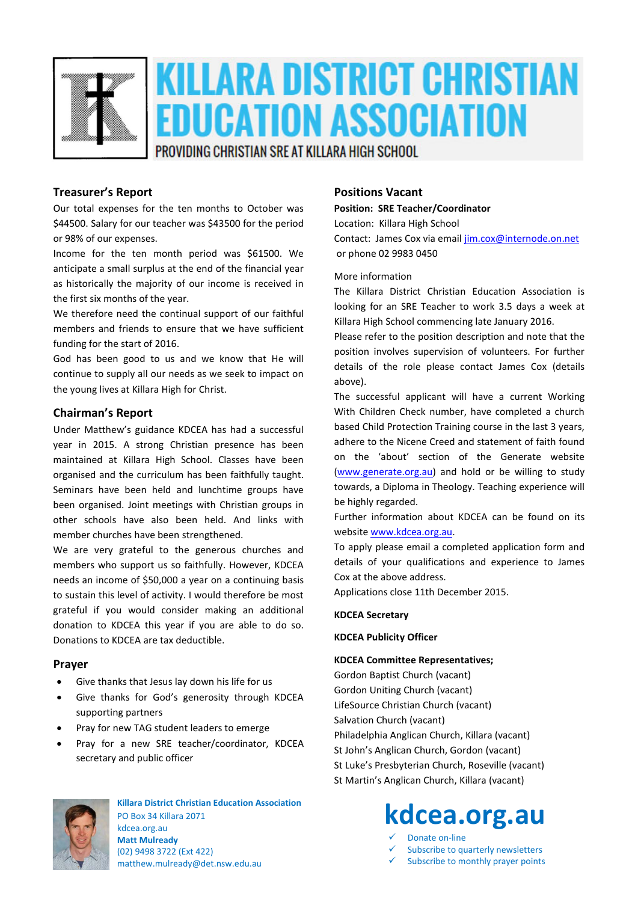# KILLARA DISTRICT CHRISTIAN EDUCATION ASSOCIATION

PROVIDING CHRISTIAN SRE AT KILLARA HIGH SCHOOL

## Treasurer's Report

Our total expenses for the ten months to October was $44500. Salary for our teacher was $43500 for the period or 98% of our expenses.

Income for the ten month period was $61500. We anticipate a small surplus at the end of the financial year as historically the majority of our income is received in the first six months of the year.

We therefore need the continual support of our faithful members and friends to ensure that we have sufficient funding for the start of 2016.

God has been good to us and we know that He will continue to supply all our needs as we seek to impact on the young lives at Killara High for Christ.

## Chairman's Report

Under Matthew's guidance KDCEA has had a successful year in 2015. A strong Christian presence has been maintained at Killara High School. Classes have been organised and the curriculum has been faithfully taught. Seminars have been held and lunchtime groups have been organised. Joint meetings with Christian groups in other schools have also been held. And links with member churches have been strengthened.

We are very grateful to the generous churches and members who support us so faithfully. However, KDCEA needs an income of $50,000 a year on a continuing basis to sustain this level of activity. I would therefore be most grateful if you would consider making an additional donation to KDCEA this year if you are able to do so. Donations to KDCEA are tax deductible.

## Prayer

- Give thanks that Jesus lay down his life for us
- Give thanks for God's generosity through KDCEA supporting partners
- Pray for new TAG student leaders to emerge
- Pray for a new SRE teacher/coordinator, KDCEA secretary and public officer

## Positions Vacant

**Position: SRE Teacher/Coordinator**

Location: Killara High School

Contact: James Cox via email jim.cox@internode.on.net or phone 02 9983 0450

More information

The Killara District Christian Education Association is looking for an SRE Teacher to work 3.5 days a week at Killara High School commencing late January 2016.

Please refer to the position description and note that the position involves supervision of volunteers. For further details of the role please contact James Cox (details above).

The successful applicant will have a current Working With Children Check number, have completed a church based Child Protection Training course in the last 3 years, adhere to the Nicene Creed and statement of faith found on the 'about' section of the Generate website (www.generate.org.au) and hold or be willing to study towards, a Diploma in Theology. Teaching experience will be highly regarded.

Further information about KDCEA can be found on its website www.kdcea.org.au.

To apply please email a completed application form and details of your qualifications and experience to James Cox at the above address.

Applications close 11th December 2015.

**KDCEA Secretary**

**KDCEA Publicity Officer**

**KDCEA Committee Representatives;**

Gordon Baptist Church (vacant)
Gordon Uniting Church (vacant)
LifeSource Christian Church (vacant)
Salvation Church (vacant)
Philadelphia Anglican Church, Killara (vacant)
St John's Anglican Church, Gordon (vacant)
St Luke's Presbyterian Church, Roseville (vacant)
St Martin's Anglican Church, Killara (vacant)

**Killara District Christian Education Association**
PO Box 34 Killara 2071
kdcea.org.au
**Matt Mulready**
(02) 9498 3722 (Ext 422)
matthew.mulready@det.nsw.edu.au

**kdcea.org.au**

- ✓ Donate on-line
- ✓ Subscribe to quarterly newsletters
- ✓ Subscribe to monthly prayer points